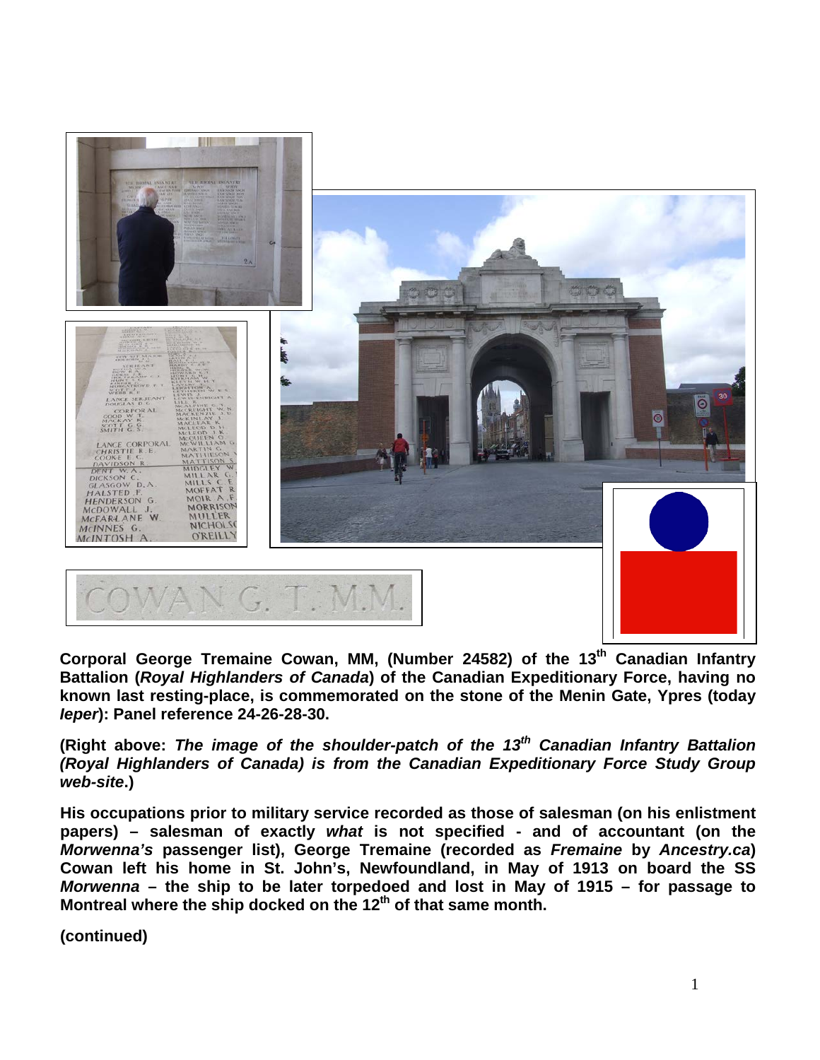**Corporal George Tremaine Cowan, MM, (Number 24582) of the 13th Canadian Infantry Battalion (*Royal Highlanders of Canada*) of the Canadian Expeditionary Force, having no known last resting-place, is commemorated on the stone of the Menin Gate, Ypres (today *Ieper*): Panel reference 24-26-28-30.**

**(Right above: *The image of the shoulder-patch of the 13th Canadian Infantry Battalion (Royal Highlanders of Canada) is from the Canadian Expeditionary Force Study Group web-site*.)**

**His occupations prior to military service recorded as those of salesman (on his enlistment papers) – salesman of exactly *what* is not specified - and of accountant (on the *Morwenna's* passenger list), George Tremaine (recorded as *Fremaine* by *Ancestry.ca*) Cowan left his home in St. John's, Newfoundland, in May of 1913 on board the SS *Morwenna* – the ship to be later torpedoed and lost in May of 1915 – for passage to Montreal where the ship docked on the 12th of that same month.**

**(continued)**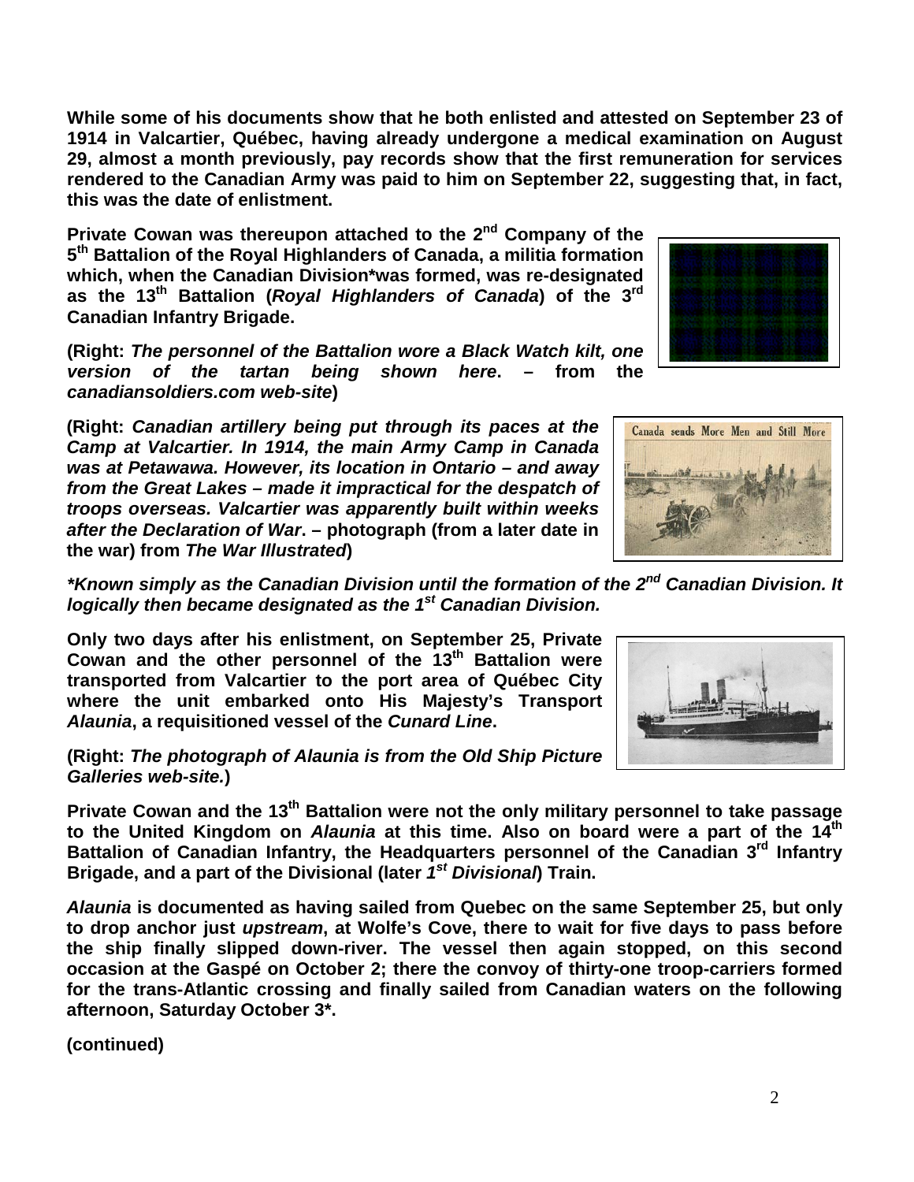**While some of his documents show that he both enlisted and attested on September 23 of 1914 in Valcartier, Québec, having already undergone a medical examination on August 29, almost a month previously, pay records show that the first remuneration for services rendered to the Canadian Army was paid to him on September 22, suggesting that, in fact, this was the date of enlistment.**

**Private Cowan was thereupon attached to the 2nd Company of the 5th Battalion of the Royal Highlanders of Canada, a militia formation which, when the Canadian Division*was formed, was re-designated as the 13th Battalion (*Royal Highlanders of Canada*) of the 3rd Canadian Infantry Brigade.**

**(Right: *The personnel of the Battalion wore a Black Watch kilt, one version of the tartan being shown here*. – from the *canadiansoldiers.com web-site*)**

**(Right: *Canadian artillery being put through its paces at the Camp at Valcartier. In 1914, the main Army Camp in Canada was at Petawawa. However, its location in Ontario – and away from the Great Lakes – made it impractical for the despatch of troops overseas. Valcartier was apparently built within weeks after the Declaration of War*. – photograph (from a later date in the war) from *The War Illustrated*)**

***Known simply as the Canadian Division until the formation of the 2nd Canadian Division. It logically then became designated as the 1st Canadian Division.***

**Only two days after his enlistment, on September 25, Private Cowan and the other personnel of the 13th Battalion were transported from Valcartier to the port area of Québec City where the unit embarked onto His Majesty's Transport *Alaunia*, a requisitioned vessel of the *Cunard Line*.**

**(Right: *The photograph of Alaunia is from the Old Ship Picture Galleries web-site.*)**

**Private Cowan and the 13th Battalion were not the only military personnel to take passage to the United Kingdom on *Alaunia* at this time. Also on board were a part of the 14th Battalion of Canadian Infantry, the Headquarters personnel of the Canadian 3rd Infantry Brigade, and a part of the Divisional (later *1st Divisional*) Train.**

***Alaunia* is documented as having sailed from Quebec on the same September 25, but only to drop anchor just *upstream*, at Wolfe's Cove, there to wait for five days to pass before the ship finally slipped down-river. The vessel then again stopped, on this second occasion at the Gaspé on October 2; there the convoy of thirty-one troop-carriers formed for the trans-Atlantic crossing and finally sailed from Canadian waters on the following afternoon, Saturday October 3*.**

**(continued)**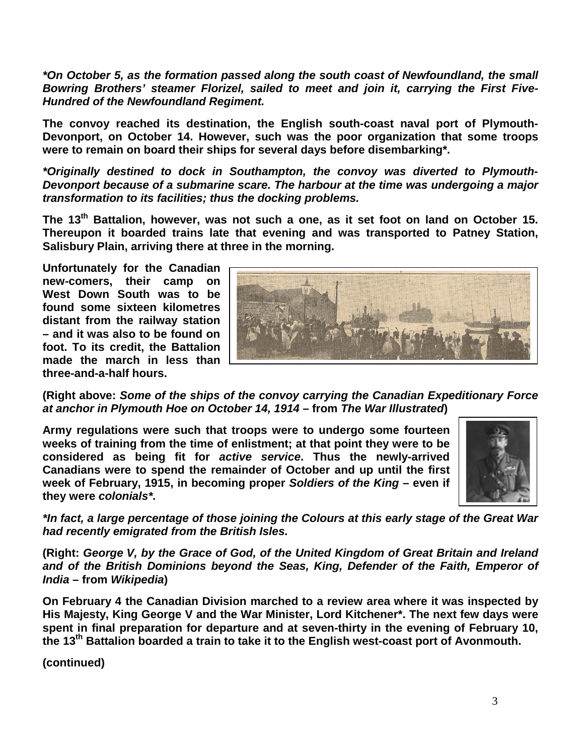***On October 5, as the formation passed along the south coast of Newfoundland, the small Bowring Brothers' steamer Florizel, sailed to meet and join it, carrying the First Five-Hundred of the Newfoundland Regiment.***

**The convoy reached its destination, the English south-coast naval port of Plymouth-Devonport, on October 14. However, such was the poor organization that some troops were to remain on board their ships for several days before disembarking*.**

***Originally destined to dock in Southampton, the convoy was diverted to Plymouth-Devonport because of a submarine scare. The harbour at the time was undergoing a major transformation to its facilities; thus the docking problems.***

**The 13th Battalion, however, was not such a one, as it set foot on land on October 15. Thereupon it boarded trains late that evening and was transported to Patney Station, Salisbury Plain, arriving there at three in the morning.**

**Unfortunately for the Canadian new-comers, their camp on West Down South was to be found some sixteen kilometres distant from the railway station – and it was also to be found on foot. To its credit, the Battalion made the march in less than three-and-a-half hours.**

**(Right above: *Some of the ships of the convoy carrying the Canadian Expeditionary Force at anchor in Plymouth Hoe on October 14, 1914* – from *The War Illustrated*)**

**Army regulations were such that troops were to undergo some fourteen weeks of training from the time of enlistment; at that point they were to be considered as being fit for *active service*. Thus the newly-arrived Canadians were to spend the remainder of October and up until the first week of February, 1915, in becoming proper *Soldiers of the King* – even if they were *colonials**.**

***In fact, a large percentage of those joining the Colours at this early stage of the Great War had recently emigrated from the British Isles.***

**(Right: *George V, by the Grace of God, of the United Kingdom of Great Britain and Ireland and of the British Dominions beyond the Seas, King, Defender of the Faith, Emperor of India* – from *Wikipedia*)**

**On February 4 the Canadian Division marched to a review area where it was inspected by His Majesty, King George V and the War Minister, Lord Kitchener*. The next few days were spent in final preparation for departure and at seven-thirty in the evening of February 10, the 13th Battalion boarded a train to take it to the English west-coast port of Avonmouth.**

**(continued)**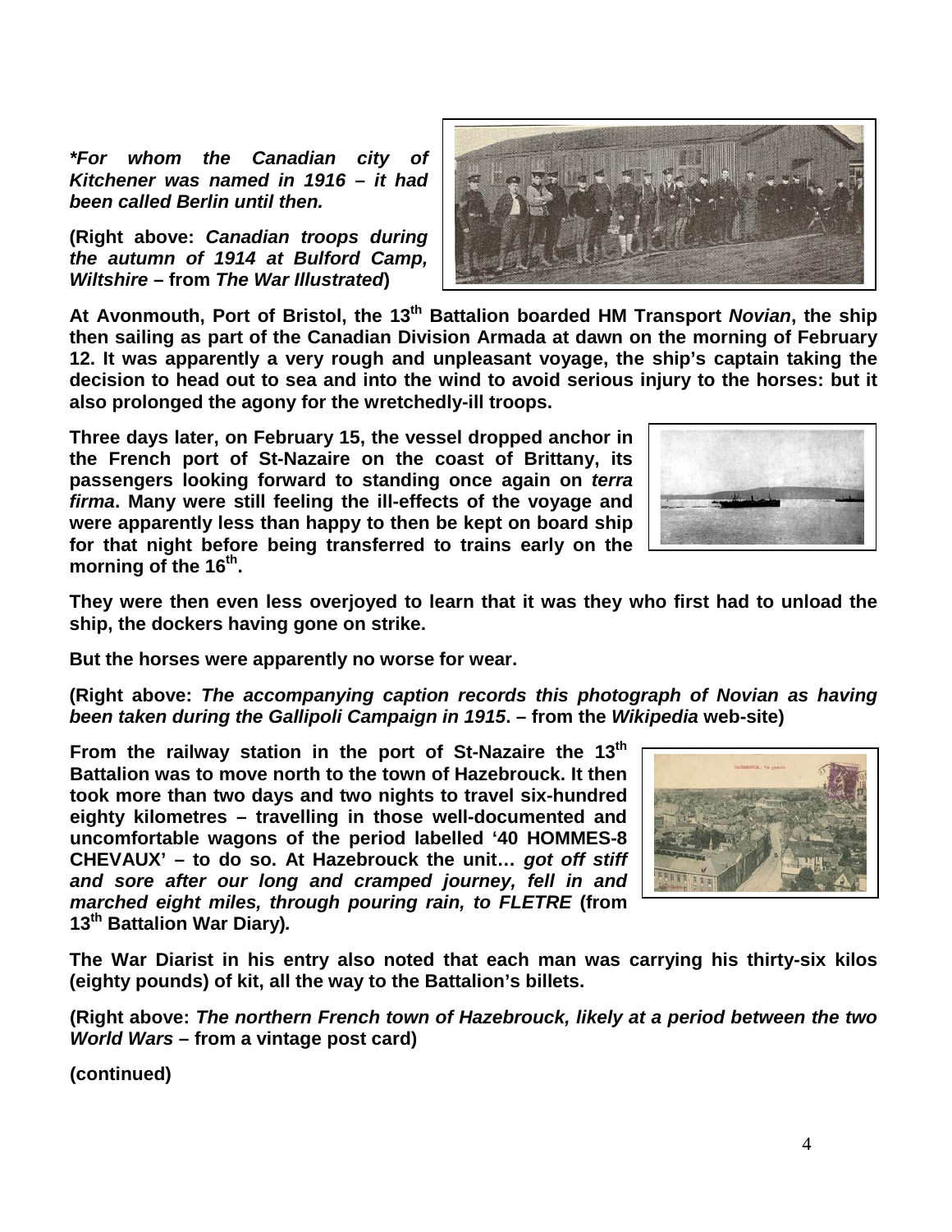***For whom the Canadian city of Kitchener was named in 1916 – it had been called Berlin until then.***

**(Right above: *Canadian troops during the autumn of 1914 at Bulford Camp, Wiltshire* – from *The War Illustrated*)**

**At Avonmouth, Port of Bristol, the 13th Battalion boarded HM Transport *Novian*, the ship then sailing as part of the Canadian Division Armada at dawn on the morning of February 12. It was apparently a very rough and unpleasant voyage, the ship's captain taking the decision to head out to sea and into the wind to avoid serious injury to the horses: but it also prolonged the agony for the wretchedly-ill troops.**

**Three days later, on February 15, the vessel dropped anchor in the French port of St-Nazaire on the coast of Brittany, its passengers looking forward to standing once again on *terra firma*. Many were still feeling the ill-effects of the voyage and were apparently less than happy to then be kept on board ship for that night before being transferred to trains early on the morning of the 16th.**

**They were then even less overjoyed to learn that it was they who first had to unload the ship, the dockers having gone on strike.**

**But the horses were apparently no worse for wear.**

**(Right above: *The accompanying caption records this photograph of Novian as having been taken during the Gallipoli Campaign in 1915*. – from the *Wikipedia* web-site)**

**From the railway station in the port of St-Nazaire the 13th Battalion was to move north to the town of Hazebrouck. It then took more than two days and two nights to travel six-hundred eighty kilometres – travelling in those well-documented and uncomfortable wagons of the period labelled '40 HOMMES-8 CHEVAUX' – to do so. At Hazebrouck the unit… *got off stiff and sore after our long and cramped journey, fell in and marched eight miles, through pouring rain, to FLETRE* (from 13th Battalion War Diary*)*.**

**The War Diarist in his entry also noted that each man was carrying his thirty-six kilos (eighty pounds) of kit, all the way to the Battalion's billets.**

**(Right above: *The northern French town of Hazebrouck, likely at a period between the two World Wars* – from a vintage post card)**

**(continued)**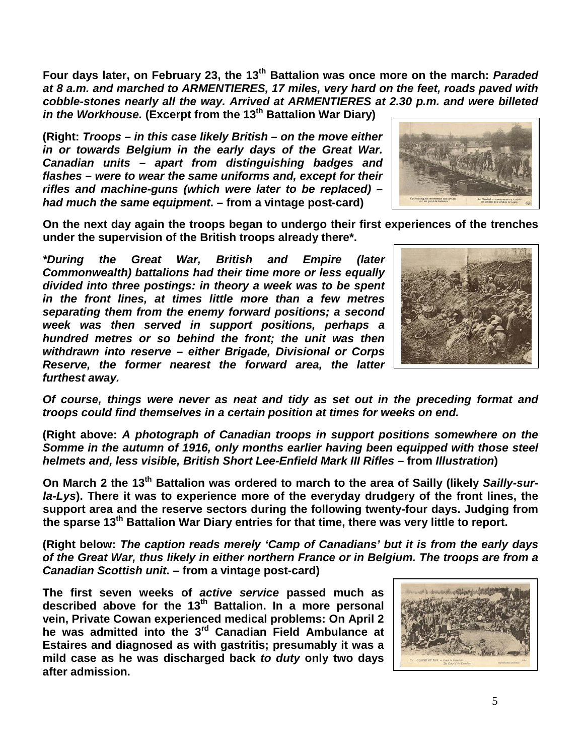**Four days later, on February 23, the 13th Battalion was once more on the march: *Paraded at 8 a.m. and marched to ARMENTIERES, 17 miles, very hard on the feet, roads paved with cobble-stones nearly all the way. Arrived at ARMENTIERES at 2.30 p.m. and were billeted in the Workhouse.* (Excerpt from the 13th Battalion War Diary)**

**(Right: *Troops – in this case likely British – on the move either in or towards Belgium in the early days of the Great War. Canadian units – apart from distinguishing badges and flashes – were to wear the same uniforms and, except for their rifles and machine-guns (which were later to be replaced) – had much the same equipment*. – from a vintage post-card)**

**On the next day again the troops began to undergo their first experiences of the trenches under the supervision of the British troops already there*.**

***\*During the Great War, British and Empire (later Commonwealth) battalions had their time more or less equally divided into three postings: in theory a week was to be spent in the front lines, at times little more than a few metres separating them from the enemy forward positions; a second week was then served in support positions, perhaps a hundred metres or so behind the front; the unit was then withdrawn into reserve – either Brigade, Divisional or Corps Reserve, the former nearest the forward area, the latter furthest away.***

***Of course, things were never as neat and tidy as set out in the preceding format and troops could find themselves in a certain position at times for weeks on end.***

**(Right above: *A photograph of Canadian troops in support positions somewhere on the Somme in the autumn of 1916, only months earlier having been equipped with those steel helmets and, less visible, British Short Lee-Enfield Mark III Rifles* – from *Illustration*)**

**On March 2 the 13th Battalion was ordered to march to the area of Sailly (likely *Sailly-sur-la-Lys*). There it was to experience more of the everyday drudgery of the front lines, the support area and the reserve sectors during the following twenty-four days. Judging from the sparse 13th Battalion War Diary entries for that time, there was very little to report.**

**(Right below: *The caption reads merely 'Camp of Canadians' but it is from the early days of the Great War, thus likely in either northern France or in Belgium. The troops are from a Canadian Scottish unit*. – from a vintage post-card)**

**The first seven weeks of *active service* passed much as described above for the 13th Battalion. In a more personal vein, Private Cowan experienced medical problems: On April 2 he was admitted into the 3rd Canadian Field Ambulance at Estaires and diagnosed as with gastritis; presumably it was a mild case as he was discharged back *to duty* only two days after admission.**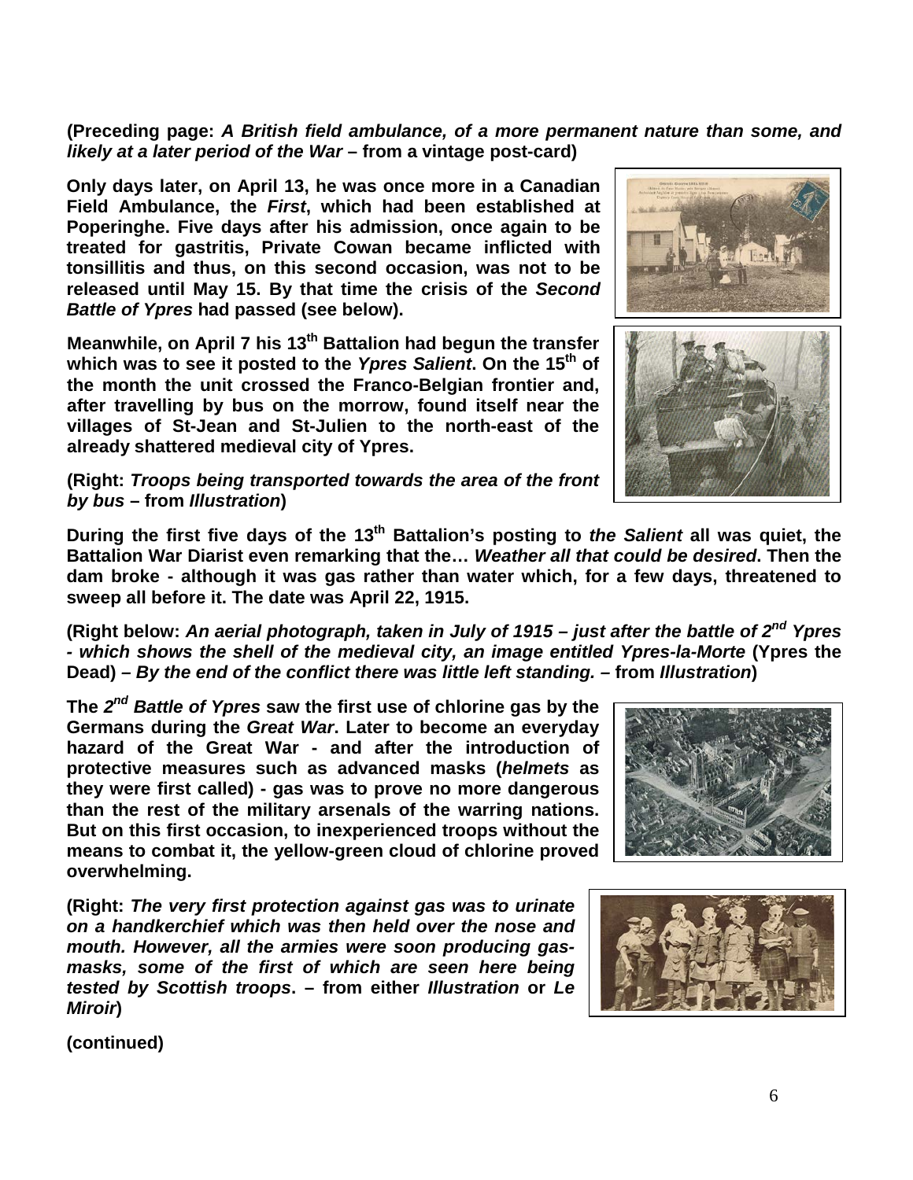**(Preceding page: *A British field ambulance, of a more permanent nature than some, and likely at a later period of the War* – from a vintage post-card)**

**Only days later, on April 13, he was once more in a Canadian Field Ambulance, the *First*, which had been established at Poperinghe. Five days after his admission, once again to be treated for gastritis, Private Cowan became inflicted with tonsillitis and thus, on this second occasion, was not to be released until May 15. By that time the crisis of the *Second Battle of Ypres* had passed (see below).**

**Meanwhile, on April 7 his 13th Battalion had begun the transfer which was to see it posted to the *Ypres Salient*. On the 15th of the month the unit crossed the Franco-Belgian frontier and, after travelling by bus on the morrow, found itself near the villages of St-Jean and St-Julien to the north-east of the already shattered medieval city of Ypres.**

**(Right: *Troops being transported towards the area of the front by bus* – from *Illustration*)**

**During the first five days of the 13th Battalion's posting to *the Salient* all was quiet, the Battalion War Diarist even remarking that the… *Weather all that could be desired*. Then the dam broke - although it was gas rather than water which, for a few days, threatened to sweep all before it. The date was April 22, 1915.**

**(Right below: *An aerial photograph, taken in July of 1915 – just after the battle of 2nd Ypres - which shows the shell of the medieval city, an image entitled Ypres-la-Morte* (Ypres the Dead) – *By the end of the conflict there was little left standing.* – from *Illustration*)**

**The *2nd Battle of Ypres* saw the first use of chlorine gas by the Germans during the *Great War*. Later to become an everyday hazard of the Great War - and after the introduction of protective measures such as advanced masks (*helmets* as they were first called) - gas was to prove no more dangerous than the rest of the military arsenals of the warring nations. But on this first occasion, to inexperienced troops without the means to combat it, the yellow-green cloud of chlorine proved overwhelming.**

**(Right: *The very first protection against gas was to urinate on a handkerchief which was then held over the nose and mouth. However, all the armies were soon producing gas-masks, some of the first of which are seen here being tested by Scottish troops*. – from either *Illustration* or *Le Miroir*)**

**(continued)**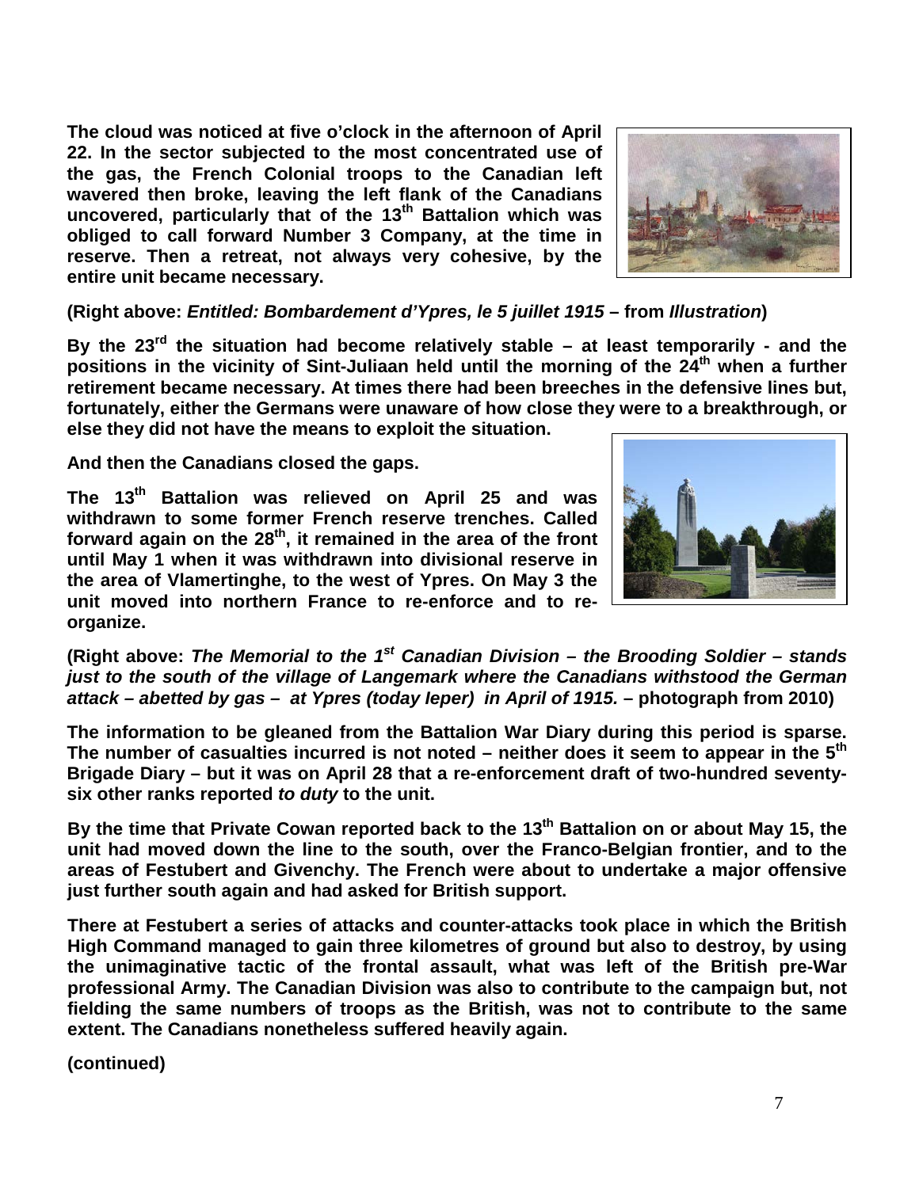**The cloud was noticed at five o'clock in the afternoon of April 22. In the sector subjected to the most concentrated use of the gas, the French Colonial troops to the Canadian left wavered then broke, leaving the left flank of the Canadians uncovered, particularly that of the 13th Battalion which was obliged to call forward Number 3 Company, at the time in reserve. Then a retreat, not always very cohesive, by the entire unit became necessary.**

**(Right above: *Entitled: Bombardement d'Ypres, le 5 juillet 1915* – from *Illustration*)**

**By the 23rd the situation had become relatively stable – at least temporarily - and the positions in the vicinity of Sint-Juliaan held until the morning of the 24th when a further retirement became necessary. At times there had been breeches in the defensive lines but, fortunately, either the Germans were unaware of how close they were to a breakthrough, or else they did not have the means to exploit the situation.**

**And then the Canadians closed the gaps.**

**The 13th Battalion was relieved on April 25 and was withdrawn to some former French reserve trenches. Called forward again on the 28th, it remained in the area of the front until May 1 when it was withdrawn into divisional reserve in the area of Vlamertinghe, to the west of Ypres. On May 3 the unit moved into northern France to re-enforce and to re-organize.**

**(Right above: *The Memorial to the 1st Canadian Division – the Brooding Soldier – stands just to the south of the village of Langemark where the Canadians withstood the German attack – abetted by gas – at Ypres (today Ieper) in April of 1915.* – photograph from 2010)**

**The information to be gleaned from the Battalion War Diary during this period is sparse. The number of casualties incurred is not noted – neither does it seem to appear in the 5th Brigade Diary – but it was on April 28 that a re-enforcement draft of two-hundred seventy-six other ranks reported *to duty* to the unit.**

**By the time that Private Cowan reported back to the 13th Battalion on or about May 15, the unit had moved down the line to the south, over the Franco-Belgian frontier, and to the areas of Festubert and Givenchy. The French were about to undertake a major offensive just further south again and had asked for British support.**

**There at Festubert a series of attacks and counter-attacks took place in which the British High Command managed to gain three kilometres of ground but also to destroy, by using the unimaginative tactic of the frontal assault, what was left of the British pre-War professional Army. The Canadian Division was also to contribute to the campaign but, not fielding the same numbers of troops as the British, was not to contribute to the same extent. The Canadians nonetheless suffered heavily again.**

**(continued)**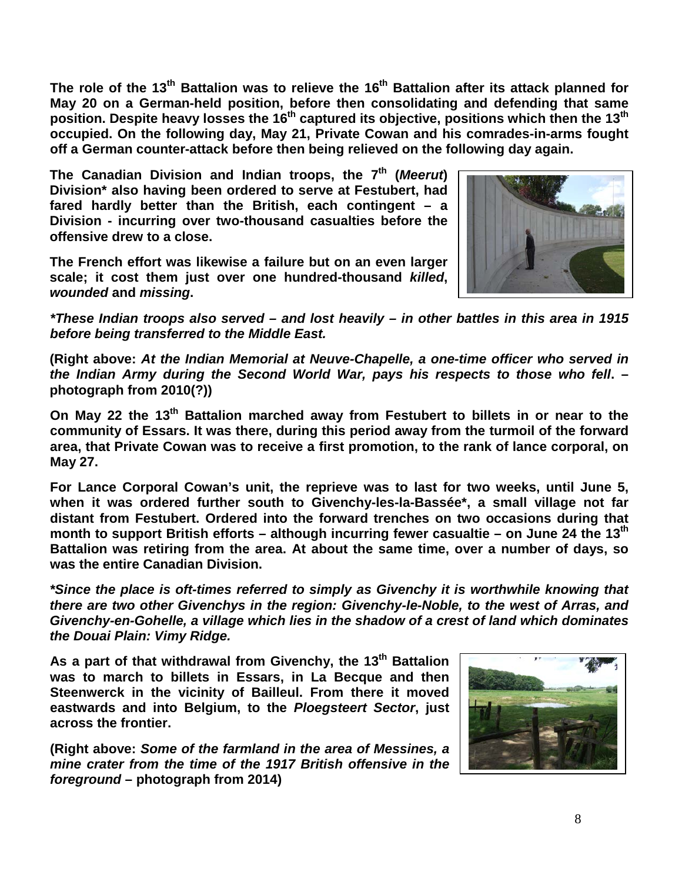**The role of the 13th Battalion was to relieve the 16th Battalion after its attack planned for May 20 on a German-held position, before then consolidating and defending that same position. Despite heavy losses the 16th captured its objective, positions which then the 13th occupied. On the following day, May 21, Private Cowan and his comrades-in-arms fought off a German counter-attack before then being relieved on the following day again.**

**The Canadian Division and Indian troops, the 7th (*Meerut*) Division\* also having been ordered to serve at Festubert, had fared hardly better than the British, each contingent – a Division - incurring over two-thousand casualties before the offensive drew to a close.**

**The French effort was likewise a failure but on an even larger scale; it cost them just over one hundred-thousand *killed*, *wounded* and *missing*.**

***\*These Indian troops also served – and lost heavily – in other battles in this area in 1915 before being transferred to the Middle East.***

**(Right above: *At the Indian Memorial at Neuve-Chapelle, a one-time officer who served in the Indian Army during the Second World War, pays his respects to those who fell*. – photograph from 2010(?))**

**On May 22 the 13th Battalion marched away from Festubert to billets in or near to the community of Essars. It was there, during this period away from the turmoil of the forward area, that Private Cowan was to receive a first promotion, to the rank of lance corporal, on May 27.**

**For Lance Corporal Cowan's unit, the reprieve was to last for two weeks, until June 5, when it was ordered further south to Givenchy-les-la-Bassée\*, a small village not far distant from Festubert. Ordered into the forward trenches on two occasions during that month to support British efforts – although incurring fewer casualtie – on June 24 the 13th Battalion was retiring from the area. At about the same time, over a number of days, so was the entire Canadian Division.**

***\*Since the place is oft-times referred to simply as Givenchy it is worthwhile knowing that there are two other Givenchys in the region: Givenchy-le-Noble, to the west of Arras, and Givenchy-en-Gohelle, a village which lies in the shadow of a crest of land which dominates the Douai Plain: Vimy Ridge.***

**As a part of that withdrawal from Givenchy, the 13th Battalion was to march to billets in Essars, in La Becque and then Steenwerck in the vicinity of Bailleul. From there it moved eastwards and into Belgium, to the *Ploegsteert Sector*, just across the frontier.**

**(Right above: *Some of the farmland in the area of Messines, a mine crater from the time of the 1917 British offensive in the foreground* – photograph from 2014)**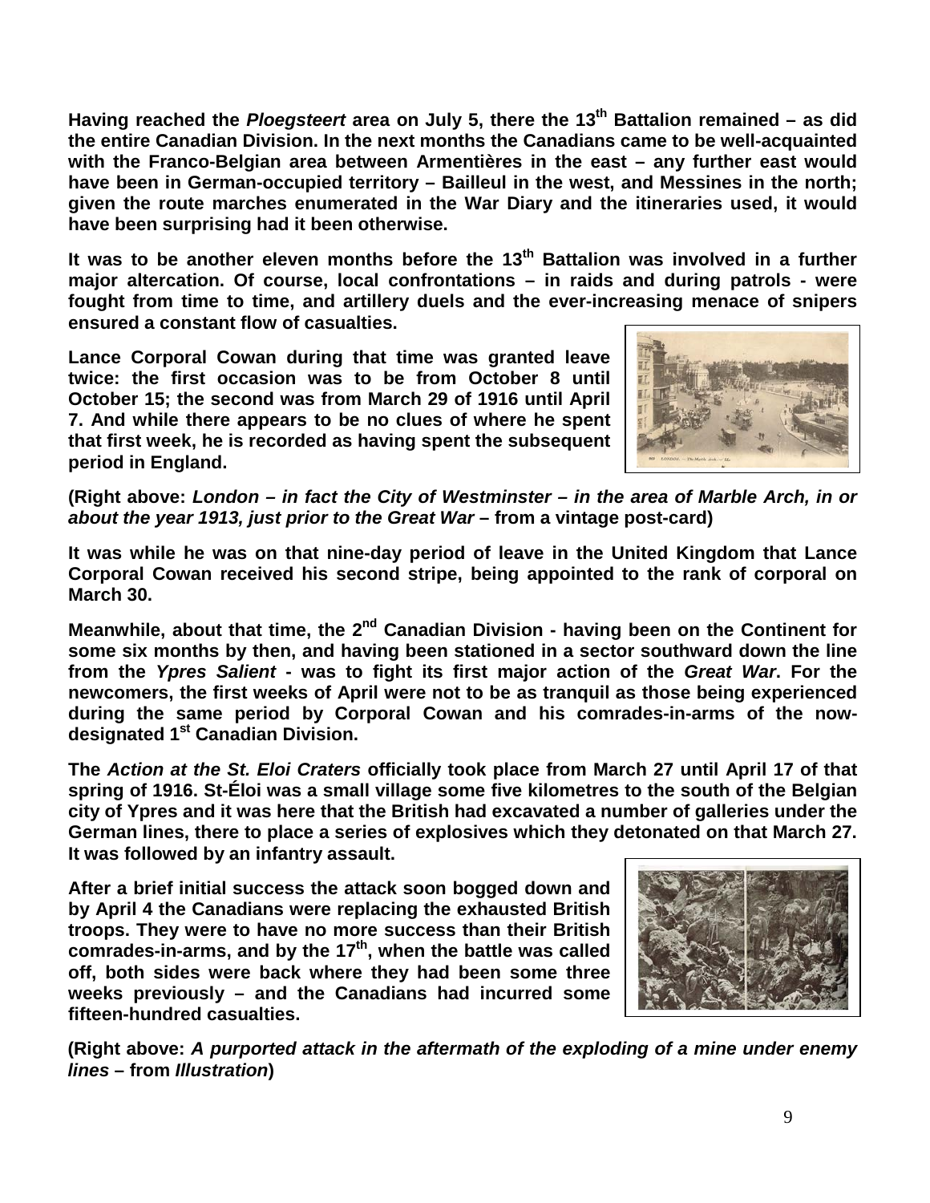**Having reached the *Ploegsteert* area on July 5, there the 13th Battalion remained – as did the entire Canadian Division. In the next months the Canadians came to be well-acquainted with the Franco-Belgian area between Armentières in the east – any further east would have been in German-occupied territory – Bailleul in the west, and Messines in the north; given the route marches enumerated in the War Diary and the itineraries used, it would have been surprising had it been otherwise.**

**It was to be another eleven months before the 13th Battalion was involved in a further major altercation. Of course, local confrontations – in raids and during patrols - were fought from time to time, and artillery duels and the ever-increasing menace of snipers ensured a constant flow of casualties.**

**Lance Corporal Cowan during that time was granted leave twice: the first occasion was to be from October 8 until October 15; the second was from March 29 of 1916 until April 7. And while there appears to be no clues of where he spent that first week, he is recorded as having spent the subsequent period in England.**

**(Right above: *London – in fact the City of Westminster – in the area of Marble Arch, in or about the year 1913, just prior to the Great War* – from a vintage post-card)**

**It was while he was on that nine-day period of leave in the United Kingdom that Lance Corporal Cowan received his second stripe, being appointed to the rank of corporal on March 30.**

**Meanwhile, about that time, the 2nd Canadian Division - having been on the Continent for some six months by then, and having been stationed in a sector southward down the line from the *Ypres Salient* - was to fight its first major action of the *Great War*. For the newcomers, the first weeks of April were not to be as tranquil as those being experienced during the same period by Corporal Cowan and his comrades-in-arms of the now-designated 1st Canadian Division.**

**The *Action at the St. Eloi Craters* officially took place from March 27 until April 17 of that spring of 1916. St-Éloi was a small village some five kilometres to the south of the Belgian city of Ypres and it was here that the British had excavated a number of galleries under the German lines, there to place a series of explosives which they detonated on that March 27. It was followed by an infantry assault.**

**After a brief initial success the attack soon bogged down and by April 4 the Canadians were replacing the exhausted British troops. They were to have no more success than their British comrades-in-arms, and by the 17th, when the battle was called off, both sides were back where they had been some three weeks previously – and the Canadians had incurred some fifteen-hundred casualties.**

**(Right above: *A purported attack in the aftermath of the exploding of a mine under enemy lines* – from *Illustration*)**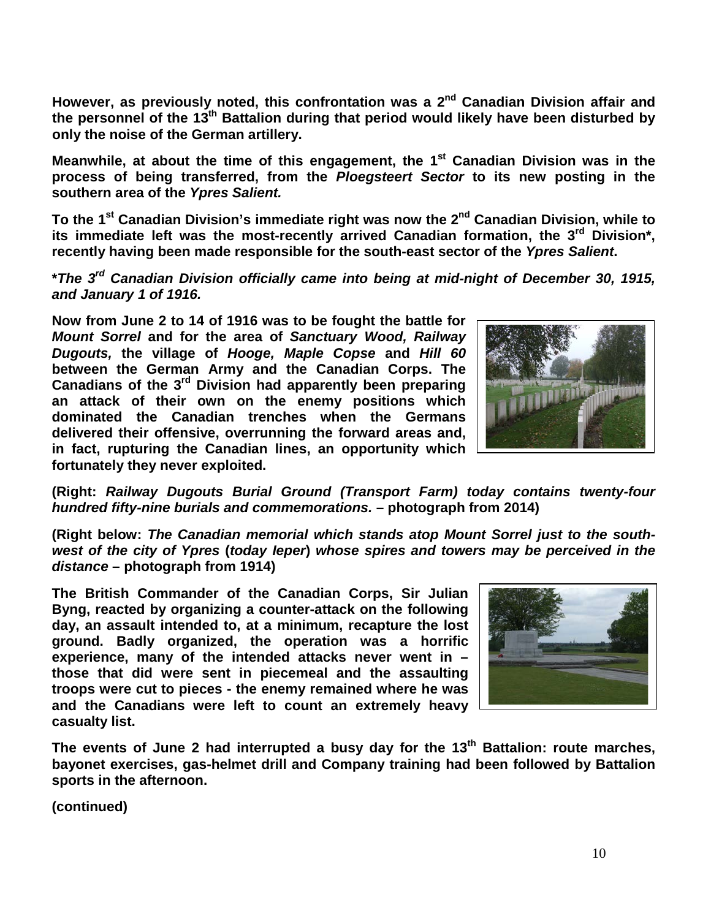**However, as previously noted, this confrontation was a 2nd Canadian Division affair and the personnel of the 13th Battalion during that period would likely have been disturbed by only the noise of the German artillery.**

**Meanwhile, at about the time of this engagement, the 1st Canadian Division was in the process of being transferred, from the *Ploegsteert Sector* to its new posting in the southern area of the *Ypres Salient.***

**To the 1st Canadian Division's immediate right was now the 2nd Canadian Division, while to its immediate left was the most-recently arrived Canadian formation, the 3rd Division*, recently having been made responsible for the south-east sector of the *Ypres Salient*.**

***\*The 3rd Canadian Division officially came into being at mid-night of December 30, 1915, and January 1 of 1916.***

**Now from June 2 to 14 of 1916 was to be fought the battle for *Mount Sorrel* and for the area of *Sanctuary Wood, Railway Dugouts,* the village of *Hooge, Maple Copse* and *Hill 60* between the German Army and the Canadian Corps. The Canadians of the 3rd Division had apparently been preparing an attack of their own on the enemy positions which dominated the Canadian trenches when the Germans delivered their offensive, overrunning the forward areas and, in fact, rupturing the Canadian lines, an opportunity which fortunately they never exploited.**

**(Right: *Railway Dugouts Burial Ground (Transport Farm) today contains twenty-four hundred fifty-nine burials and commemorations.* – photograph from 2014)**

**(Right below: *The Canadian memorial which stands atop Mount Sorrel just to the south-west of the city of Ypres* (*today Ieper*) *whose spires and towers may be perceived in the distance* – photograph from 1914)**

**The British Commander of the Canadian Corps, Sir Julian Byng, reacted by organizing a counter-attack on the following day, an assault intended to, at a minimum, recapture the lost ground. Badly organized, the operation was a horrific experience, many of the intended attacks never went in – those that did were sent in piecemeal and the assaulting troops were cut to pieces - the enemy remained where he was and the Canadians were left to count an extremely heavy casualty list.**

**The events of June 2 had interrupted a busy day for the 13th Battalion: route marches, bayonet exercises, gas-helmet drill and Company training had been followed by Battalion sports in the afternoon.**

**(continued)**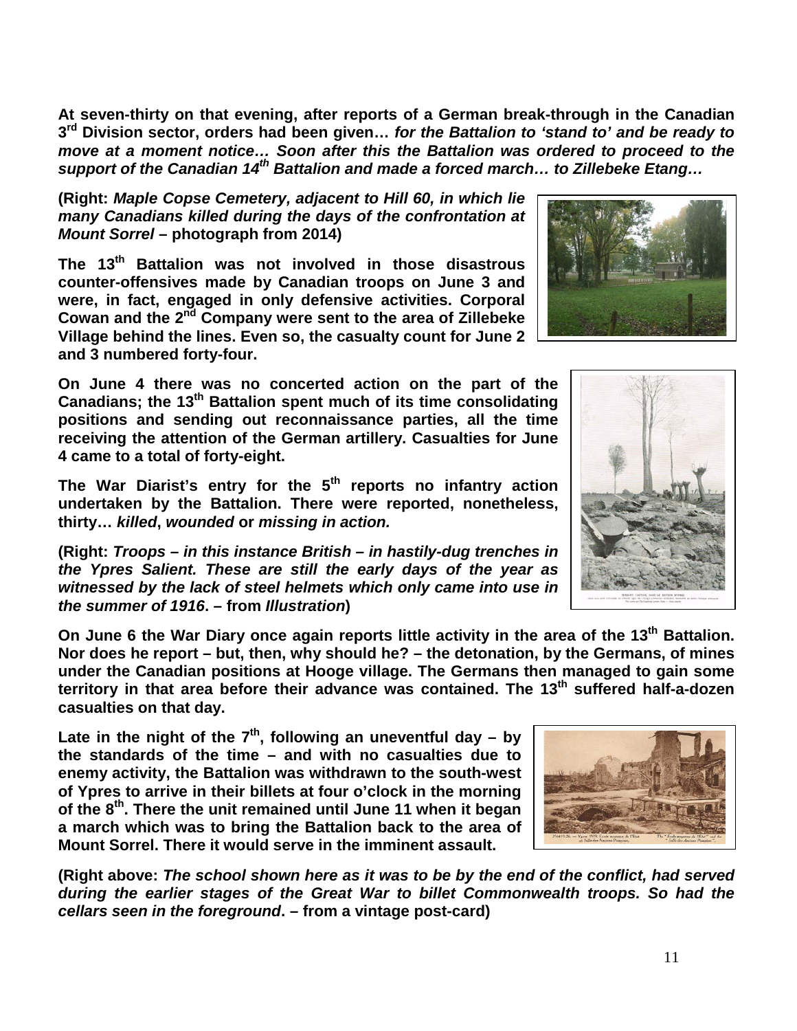**At seven-thirty on that evening, after reports of a German break-through in the Canadian 3rd Division sector, orders had been given…** ***for the Battalion to 'stand to' and be ready to move at a moment notice… Soon after this the Battalion was ordered to proceed to the support of the Canadian 14th Battalion and made a forced march… to Zillebeke Etang…***

**(Right:** ***Maple Copse Cemetery, adjacent to Hill 60, in which lie many Canadians killed during the days of the confrontation at Mount Sorrel*** **– photograph from 2014)**

**The 13th Battalion was not involved in those disastrous counter-offensives made by Canadian troops on June 3 and were, in fact, engaged in only defensive activities. Corporal Cowan and the 2nd Company were sent to the area of Zillebeke Village behind the lines. Even so, the casualty count for June 2 and 3 numbered forty-four.**

**On June 4 there was no concerted action on the part of the Canadians; the 13th Battalion spent much of its time consolidating positions and sending out reconnaissance parties, all the time receiving the attention of the German artillery. Casualties for June 4 came to a total of forty-eight.**

**The War Diarist's entry for the 5th reports no infantry action undertaken by the Battalion. There were reported, nonetheless, thirty…** ***killed*****,** ***wounded*** **or** ***missing in action.***

**(Right:** ***Troops – in this instance British – in hastily-dug trenches in the Ypres Salient. These are still the early days of the year as witnessed by the lack of steel helmets which only came into use in the summer of 1916*****. – from** ***Illustration*****)**

**On June 6 the War Diary once again reports little activity in the area of the 13th Battalion. Nor does he report – but, then, why should he? – the detonation, by the Germans, of mines under the Canadian positions at Hooge village. The Germans then managed to gain some territory in that area before their advance was contained. The 13th suffered half-a-dozen casualties on that day.**

**Late in the night of the 7th, following an uneventful day – by the standards of the time – and with no casualties due to enemy activity, the Battalion was withdrawn to the south-west of Ypres to arrive in their billets at four o'clock in the morning of the 8th. There the unit remained until June 11 when it began a march which was to bring the Battalion back to the area of Mount Sorrel. There it would serve in the imminent assault.**

**(Right above:** ***The school shown here as it was to be by the end of the conflict, had served during the earlier stages of the Great War to billet Commonwealth troops. So had the cellars seen in the foreground*****. – from a vintage post-card)**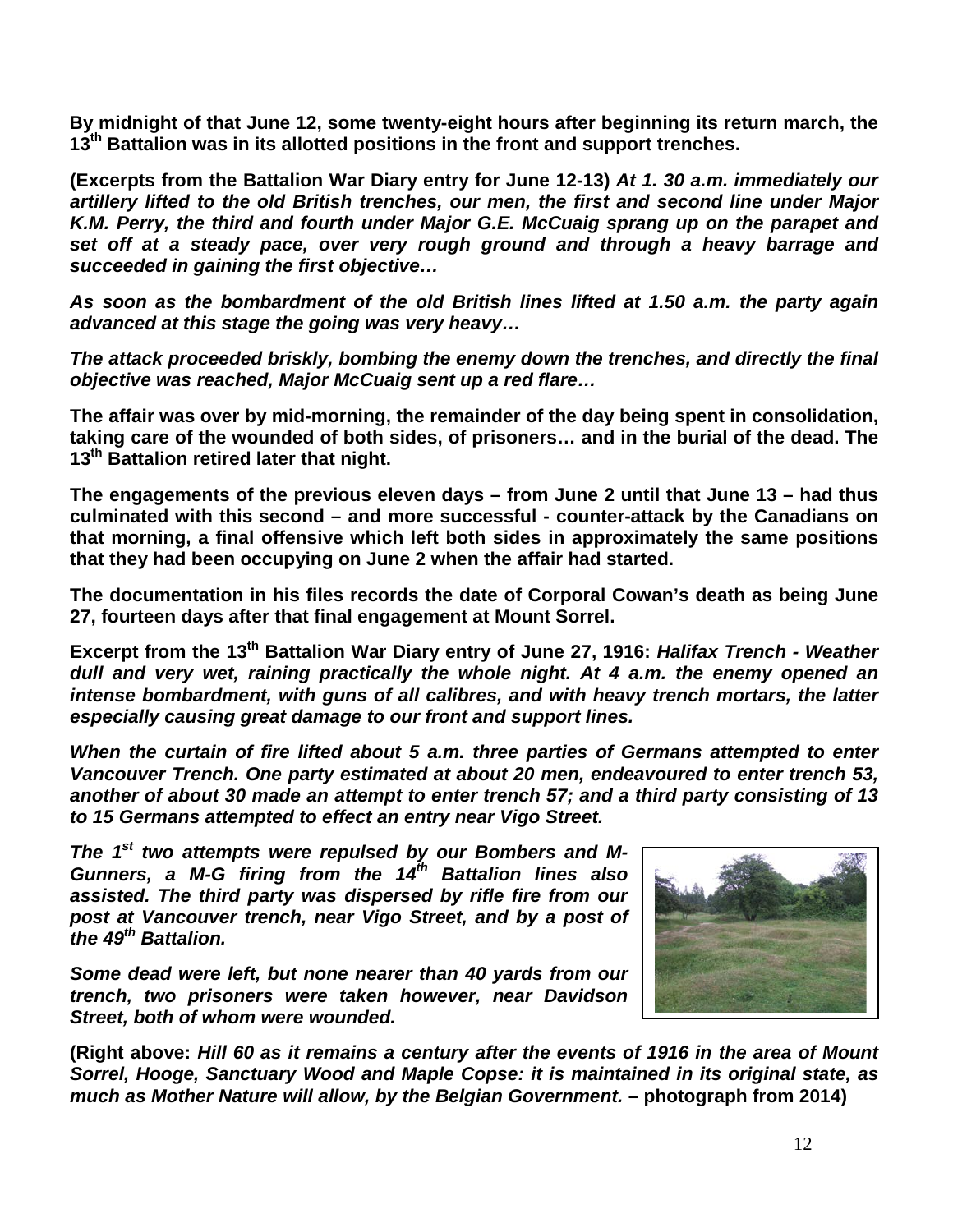**By midnight of that June 12, some twenty-eight hours after beginning its return march, the 13th Battalion was in its allotted positions in the front and support trenches.**

**(Excerpts from the Battalion War Diary entry for June 12-13)** ***At 1. 30 a.m. immediately our artillery lifted to the old British trenches, our men, the first and second line under Major K.M. Perry, the third and fourth under Major G.E. McCuaig sprang up on the parapet and set off at a steady pace, over very rough ground and through a heavy barrage and succeeded in gaining the first objective…***

***As soon as the bombardment of the old British lines lifted at 1.50 a.m. the party again advanced at this stage the going was very heavy…***

***The attack proceeded briskly, bombing the enemy down the trenches, and directly the final objective was reached, Major McCuaig sent up a red flare…***

**The affair was over by mid-morning, the remainder of the day being spent in consolidation, taking care of the wounded of both sides, of prisoners… and in the burial of the dead. The 13th Battalion retired later that night.**

**The engagements of the previous eleven days – from June 2 until that June 13 – had thus culminated with this second – and more successful - counter-attack by the Canadians on that morning, a final offensive which left both sides in approximately the same positions that they had been occupying on June 2 when the affair had started.**

**The documentation in his files records the date of Corporal Cowan's death as being June 27, fourteen days after that final engagement at Mount Sorrel.**

**Excerpt from the 13th Battalion War Diary entry of June 27, 1916:** ***Halifax Trench - Weather dull and very wet, raining practically the whole night. At 4 a.m. the enemy opened an intense bombardment, with guns of all calibres, and with heavy trench mortars, the latter especially causing great damage to our front and support lines.***

***When the curtain of fire lifted about 5 a.m. three parties of Germans attempted to enter Vancouver Trench. One party estimated at about 20 men, endeavoured to enter trench 53, another of about 30 made an attempt to enter trench 57; and a third party consisting of 13 to 15 Germans attempted to effect an entry near Vigo Street.***

***The 1st two attempts were repulsed by our Bombers and M-Gunners, a M-G firing from the 14th Battalion lines also assisted. The third party was dispersed by rifle fire from our post at Vancouver trench, near Vigo Street, and by a post of the 49th Battalion.***

***Some dead were left, but none nearer than 40 yards from our trench, two prisoners were taken however, near Davidson Street, both of whom were wounded.***

**(Right above:** ***Hill 60 as it remains a century after the events of 1916 in the area of Mount Sorrel, Hooge, Sanctuary Wood and Maple Copse: it is maintained in its original state, as much as Mother Nature will allow, by the Belgian Government.*** **– photograph from 2014)**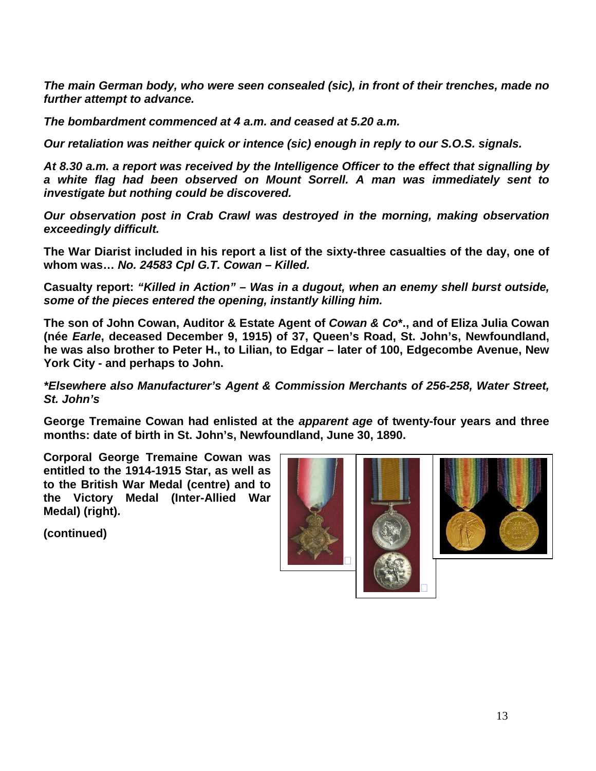***The main German body, who were seen consealed (sic), in front of their trenches, made no further attempt to advance.***

***The bombardment commenced at 4 a.m. and ceased at 5.20 a.m.***

***Our retaliation was neither quick or intence (sic) enough in reply to our S.O.S. signals.***

***At 8.30 a.m. a report was received by the Intelligence Officer to the effect that signalling by a white flag had been observed on Mount Sorrell. A man was immediately sent to investigate but nothing could be discovered.***

***Our observation post in Crab Crawl was destroyed in the morning, making observation exceedingly difficult.***

**The War Diarist included in his report a list of the sixty-three casualties of the day, one of whom was…** ***No. 24583 Cpl G.T. Cowan – Killed.***

**Casualty report:** ***"Killed in Action" – Was in a dugout, when an enemy shell burst outside, some of the pieces entered the opening, instantly killing him.***

**The son of John Cowan, Auditor & Estate Agent of** ***Cowan & Co*******.**, and of Eliza Julia Cowan (née** ***Earle*****, deceased December 9, 1915) of 37, Queen's Road, St. John's, Newfoundland, he was also brother to Peter H., to Lilian, to Edgar – later of 100, Edgecombe Avenue, New York City - and perhaps to John.**

****Elsewhere also Manufacturer's Agent & Commission Merchants of 256-258, Water Street, St. John's***

**George Tremaine Cowan had enlisted at the** ***apparent age*** **of twenty-four years and three months: date of birth in St. John's, Newfoundland, June 30, 1890.**

**Corporal George Tremaine Cowan was entitled to the 1914-1915 Star, as well as to the British War Medal (centre) and to the Victory Medal (Inter-Allied War Medal) (right).**

**(continued)**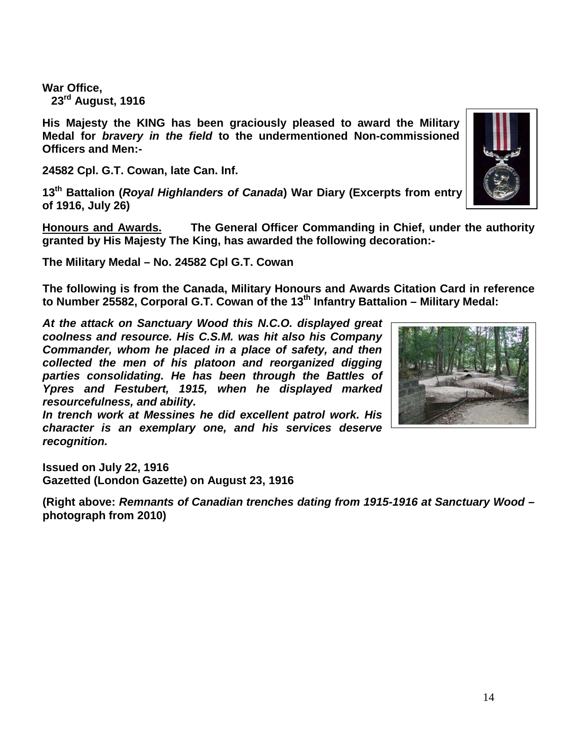**War Office,**
**23rd August, 1916**

**His Majesty the KING has been graciously pleased to award the Military Medal for *bravery in the field* to the undermentioned Non-commissioned Officers and Men:-**

**24582 Cpl. G.T. Cowan, late Can. Inf.**

**13th Battalion (*Royal Highlanders of Canada*) War Diary (Excerpts from entry of 1916, July 26)**

**<u>Honours and Awards.</u> The General Officer Commanding in Chief, under the authority granted by His Majesty The King, has awarded the following decoration:-**

**The Military Medal – No. 24582 Cpl G.T. Cowan**

**The following is from the Canada, Military Honours and Awards Citation Card in reference to Number 25582, Corporal G.T. Cowan of the 13th Infantry Battalion – Military Medal:**

***At the attack on Sanctuary Wood this N.C.O. displayed great coolness and resource. His C.S.M. was hit also his Company Commander, whom he placed in a place of safety, and then collected the men of his platoon and reorganized digging parties consolidating. He has been through the Battles of Ypres and Festubert, 1915, when he displayed marked resourcefulness, and ability.***

***In trench work at Messines he did excellent patrol work. His character is an exemplary one, and his services deserve recognition.***

**Issued on July 22, 1916**
**Gazetted (London Gazette) on August 23, 1916**

**(Right above: *Remnants of Canadian trenches dating from 1915-1916 at Sanctuary Wood* – photograph from 2010)**